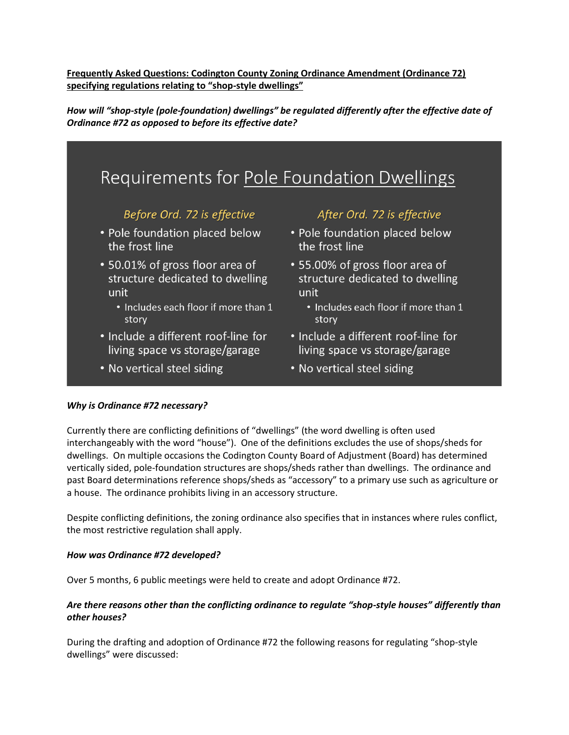**<u>Frequently Asked Questions: Codington County Zoning Ordinance Amendment (Ordinance 72) specifying regulations relating to "shop-style dwellings"</u>**

***How will "shop-style (pole-foundation) dwellings" be regulated differently after the effective date of Ordinance #72 as opposed to before its effective date?***

## Requirements for <u>Pole Foundation Dwellings</u>

| *Before Ord. 72 is effective* | *After Ord. 72 is effective* |
|---|---|
| • Pole foundation placed below the frost line | • Pole foundation placed below the frost line |
| • 50.01% of gross floor area of structure dedicated to dwelling unit<br>  • Includes each floor if more than 1 story | • 55.00% of gross floor area of structure dedicated to dwelling unit<br>  • Includes each floor if more than 1 story |
| • Include a different roof-line for living space vs storage/garage | • Include a different roof-line for living space vs storage/garage |
| • No vertical steel siding | • No vertical steel siding |

***Why is Ordinance #72 necessary?***

Currently there are conflicting definitions of "dwellings" (the word dwelling is often used interchangeably with the word "house"). One of the definitions excludes the use of shops/sheds for dwellings. On multiple occasions the Codington County Board of Adjustment (Board) has determined vertically sided, pole-foundation structures are shops/sheds rather than dwellings. The ordinance and past Board determinations reference shops/sheds as "accessory" to a primary use such as agriculture or a house. The ordinance prohibits living in an accessory structure.

Despite conflicting definitions, the zoning ordinance also specifies that in instances where rules conflict, the most restrictive regulation shall apply.

***How was Ordinance #72 developed?***

Over 5 months, 6 public meetings were held to create and adopt Ordinance #72.

***Are there reasons other than the conflicting ordinance to regulate "shop-style houses" differently than other houses?***

During the drafting and adoption of Ordinance #72 the following reasons for regulating "shop-style dwellings" were discussed: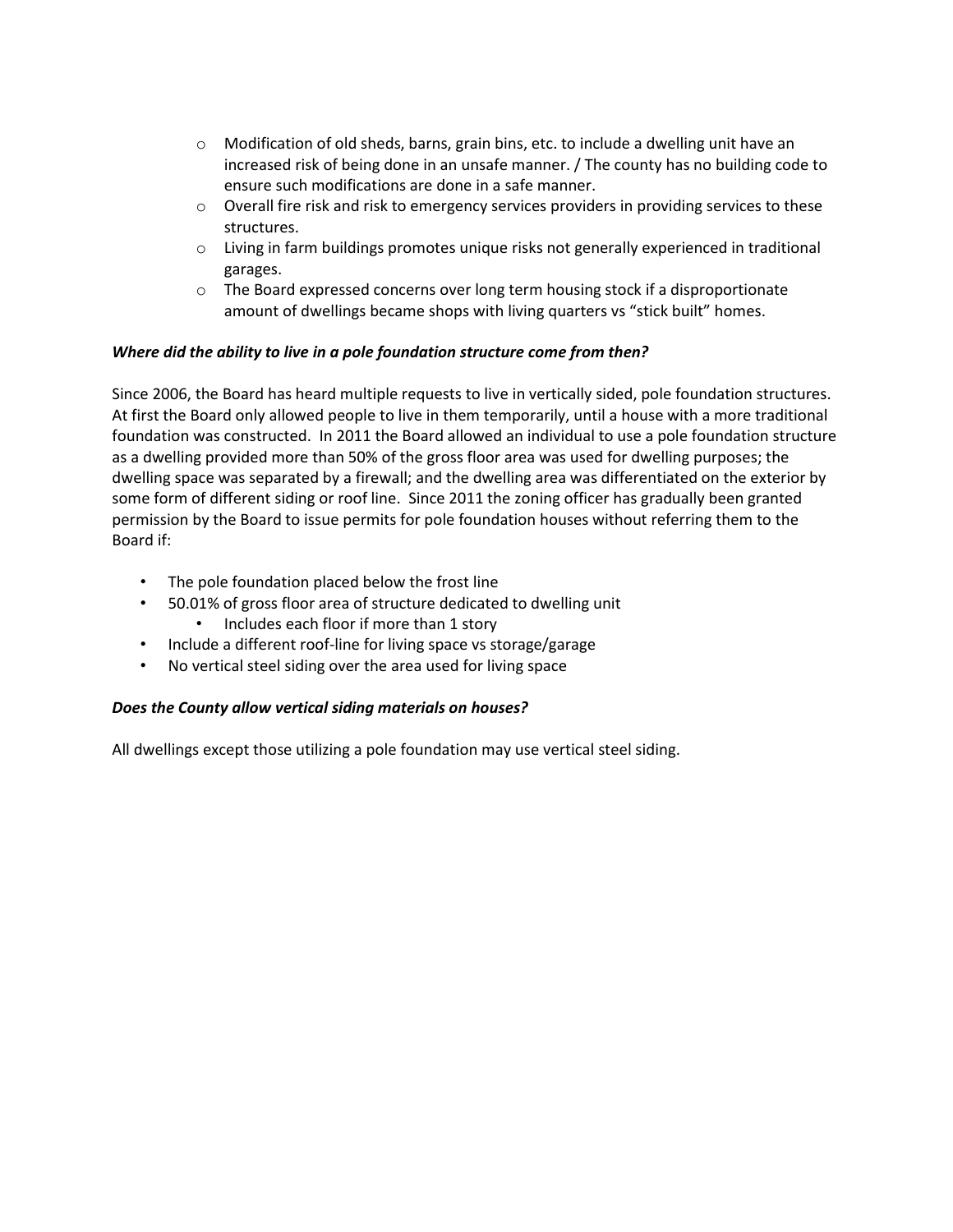- Modification of old sheds, barns, grain bins, etc. to include a dwelling unit have an increased risk of being done in an unsafe manner. / The county has no building code to ensure such modifications are done in a safe manner.
- Overall fire risk and risk to emergency services providers in providing services to these structures.
- Living in farm buildings promotes unique risks not generally experienced in traditional garages.
- The Board expressed concerns over long term housing stock if a disproportionate amount of dwellings became shops with living quarters vs "stick built" homes.

***Where did the ability to live in a pole foundation structure come from then?***

Since 2006, the Board has heard multiple requests to live in vertically sided, pole foundation structures. At first the Board only allowed people to live in them temporarily, until a house with a more traditional foundation was constructed. In 2011 the Board allowed an individual to use a pole foundation structure as a dwelling provided more than 50% of the gross floor area was used for dwelling purposes; the dwelling space was separated by a firewall; and the dwelling area was differentiated on the exterior by some form of different siding or roof line. Since 2011 the zoning officer has gradually been granted permission by the Board to issue permits for pole foundation houses without referring them to the Board if:

- The pole foundation placed below the frost line
- 50.01% of gross floor area of structure dedicated to dwelling unit
    - Includes each floor if more than 1 story
- Include a different roof-line for living space vs storage/garage
- No vertical steel siding over the area used for living space

***Does the County allow vertical siding materials on houses?***

All dwellings except those utilizing a pole foundation may use vertical steel siding.